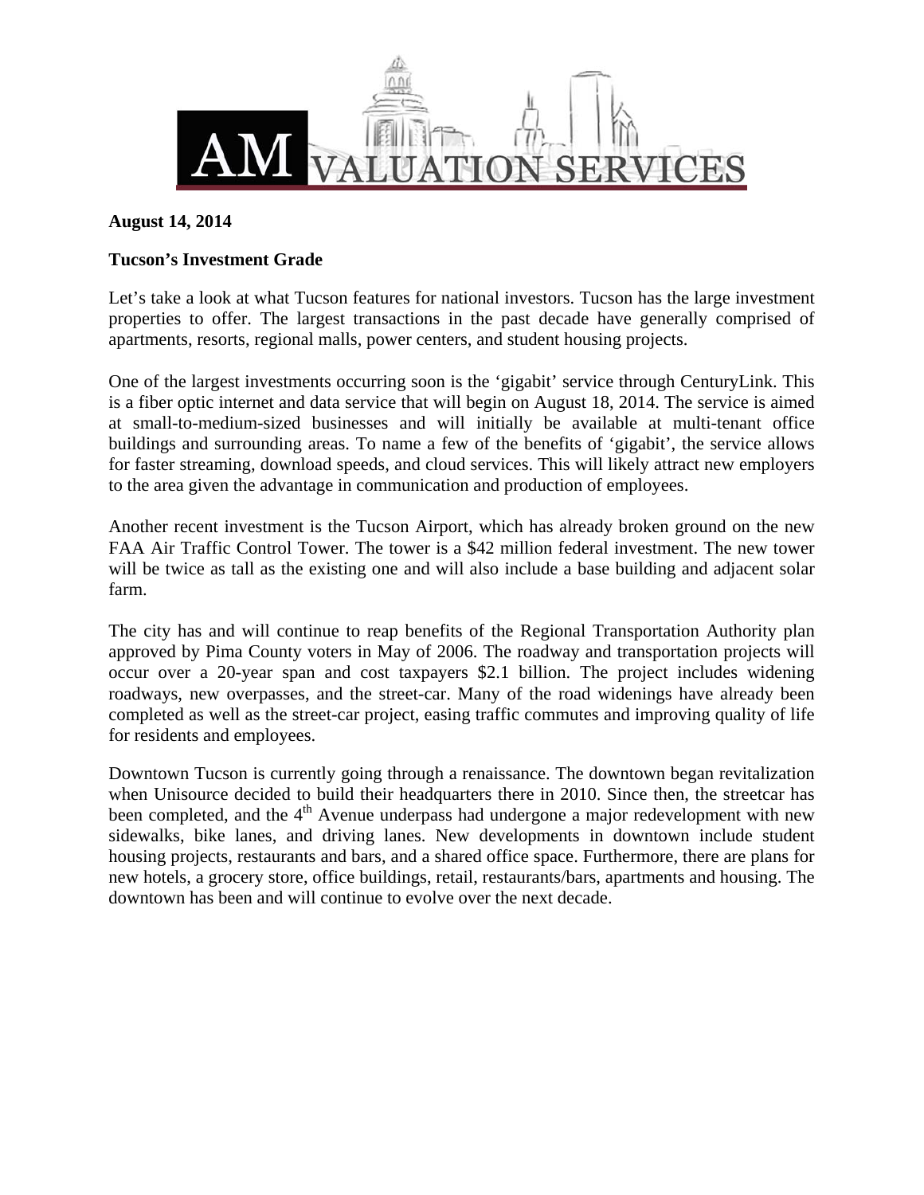**AM VALUATION SERVICES**

**August 14, 2014**

**Tucson's Investment Grade**

Let's take a look at what Tucson features for national investors. Tucson has the large investment properties to offer. The largest transactions in the past decade have generally comprised of apartments, resorts, regional malls, power centers, and student housing projects.

One of the largest investments occurring soon is the 'gigabit' service through CenturyLink. This is a fiber optic internet and data service that will begin on August 18, 2014. The service is aimed at small-to-medium-sized businesses and will initially be available at multi-tenant office buildings and surrounding areas. To name a few of the benefits of 'gigabit', the service allows for faster streaming, download speeds, and cloud services. This will likely attract new employers to the area given the advantage in communication and production of employees.

Another recent investment is the Tucson Airport, which has already broken ground on the new FAA Air Traffic Control Tower. The tower is a $42 million federal investment. The new tower will be twice as tall as the existing one and will also include a base building and adjacent solar farm.

The city has and will continue to reap benefits of the Regional Transportation Authority plan approved by Pima County voters in May of 2006. The roadway and transportation projects will occur over a 20-year span and cost taxpayers $2.1 billion. The project includes widening roadways, new overpasses, and the street-car. Many of the road widenings have already been completed as well as the street-car project, easing traffic commutes and improving quality of life for residents and employees.

Downtown Tucson is currently going through a renaissance. The downtown began revitalization when Unisource decided to build their headquarters there in 2010. Since then, the streetcar has been completed, and the 4th Avenue underpass had undergone a major redevelopment with new sidewalks, bike lanes, and driving lanes. New developments in downtown include student housing projects, restaurants and bars, and a shared office space. Furthermore, there are plans for new hotels, a grocery store, office buildings, retail, restaurants/bars, apartments and housing. The downtown has been and will continue to evolve over the next decade.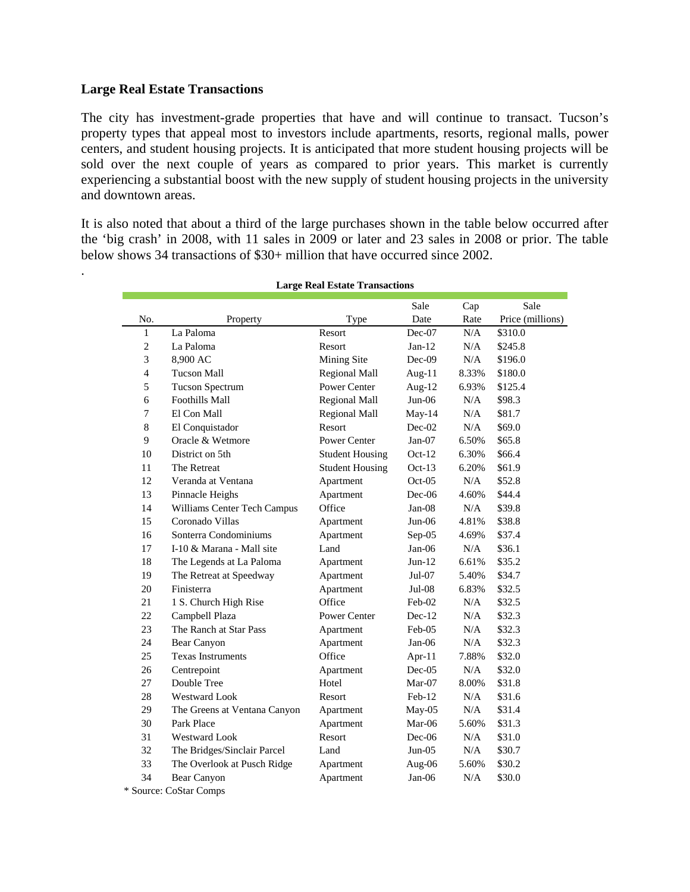## Large Real Estate Transactions

The city has investment-grade properties that have and will continue to transact. Tucson's property types that appeal most to investors include apartments, resorts, regional malls, power centers, and student housing projects. It is anticipated that more student housing projects will be sold over the next couple of years as compared to prior years. This market is currently experiencing a substantial boost with the new supply of student housing projects in the university and downtown areas.

It is also noted that about a third of the large purchases shown in the table below occurred after the 'big crash' in 2008, with 11 sales in 2009 or later and 23 sales in 2008 or prior. The table below shows 34 transactions of $30+ million that have occurred since 2002.

.

**Large Real Estate Transactions**

| No. | Property | Type | Sale Date | Cap Rate | Sale Price (millions) |
|---|---|---|---|---|---|
| 1 | La Paloma | Resort | Dec-07 | N/A | $310.0 |
| 2 | La Paloma | Resort | Jan-12 | N/A | $245.8 |
| 3 | 8,900 AC | Mining Site | Dec-09 | N/A | $196.0 |
| 4 | Tucson Mall | Regional Mall | Aug-11 | 8.33% | $180.0 |
| 5 | Tucson Spectrum | Power Center | Aug-12 | 6.93% | $125.4 |
| 6 | Foothills Mall | Regional Mall | Jun-06 | N/A | $98.3 |
| 7 | El Con Mall | Regional Mall | May-14 | N/A | $81.7 |
| 8 | El Conquistador | Resort | Dec-02 | N/A | $69.0 |
| 9 | Oracle & Wetmore | Power Center | Jan-07 | 6.50% | $65.8 |
| 10 | District on 5th | Student Housing | Oct-12 | 6.30% | $66.4 |
| 11 | The Retreat | Student Housing | Oct-13 | 6.20% | $61.9 |
| 12 | Veranda at Ventana | Apartment | Oct-05 | N/A | $52.8 |
| 13 | Pinnacle Heighs | Apartment | Dec-06 | 4.60% | $44.4 |
| 14 | Williams Center Tech Campus | Office | Jan-08 | N/A | $39.8 |
| 15 | Coronado Villas | Apartment | Jun-06 | 4.81% | $38.8 |
| 16 | Sonterra Condominiums | Apartment | Sep-05 | 4.69% | $37.4 |
| 17 | I-10 & Marana - Mall site | Land | Jan-06 | N/A | $36.1 |
| 18 | The Legends at La Paloma | Apartment | Jun-12 | 6.61% | $35.2 |
| 19 | The Retreat at Speedway | Apartment | Jul-07 | 5.40% | $34.7 |
| 20 | Finisterra | Apartment | Jul-08 | 6.83% | $32.5 |
| 21 | 1 S. Church High Rise | Office | Feb-02 | N/A | $32.5 |
| 22 | Campbell Plaza | Power Center | Dec-12 | N/A | $32.3 |
| 23 | The Ranch at Star Pass | Apartment | Feb-05 | N/A | $32.3 |
| 24 | Bear Canyon | Apartment | Jan-06 | N/A | $32.3 |
| 25 | Texas Instruments | Office | Apr-11 | 7.88% | $32.0 |
| 26 | Centrepoint | Apartment | Dec-05 | N/A | $32.0 |
| 27 | Double Tree | Hotel | Mar-07 | 8.00% | $31.8 |
| 28 | Westward Look | Resort | Feb-12 | N/A | $31.6 |
| 29 | The Greens at Ventana Canyon | Apartment | May-05 | N/A | $31.4 |
| 30 | Park Place | Apartment | Mar-06 | 5.60% | $31.3 |
| 31 | Westward Look | Resort | Dec-06 | N/A | $31.0 |
| 32 | The Bridges/Sinclair Parcel | Land | Jun-05 | N/A | $30.7 |
| 33 | The Overlook at Pusch Ridge | Apartment | Aug-06 | 5.60% | $30.2 |
| 34 | Bear Canyon | Apartment | Jan-06 | N/A | $30.0 |

* Source: CoStar Comps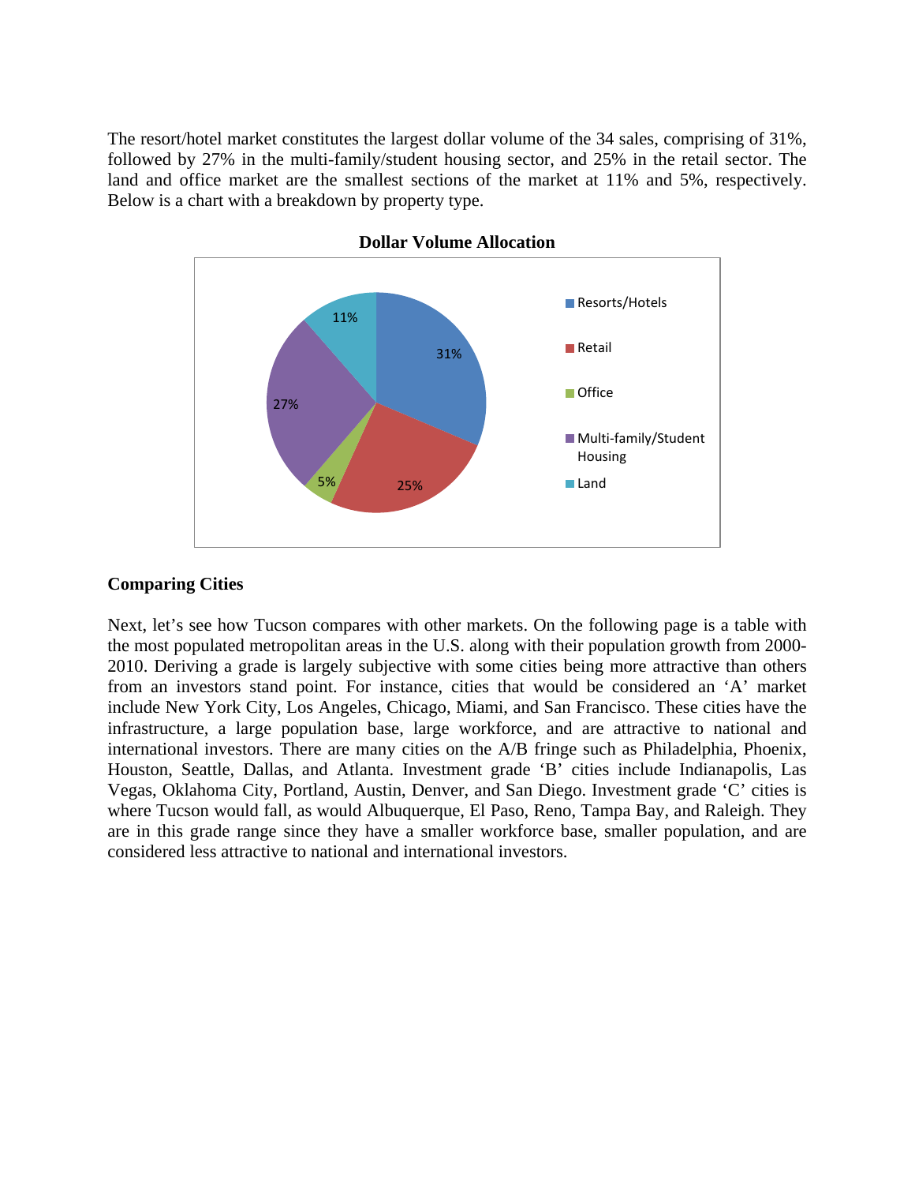The resort/hotel market constitutes the largest dollar volume of the 34 sales, comprising of 31%, followed by 27% in the multi-family/student housing sector, and 25% in the retail sector. The land and office market are the smallest sections of the market at 11% and 5%, respectively. Below is a chart with a breakdown by property type.

**Dollar Volume Allocation**

| Property Type | Share |
|---|---|
| Resorts/Hotels | 31% |
| Retail | 25% |
| Office | 5% |
| Multi-family/Student Housing | 27% |
| Land | 11% |

## Comparing Cities

Next, let's see how Tucson compares with other markets. On the following page is a table with the most populated metropolitan areas in the U.S. along with their population growth from 2000-2010. Deriving a grade is largely subjective with some cities being more attractive than others from an investors stand point. For instance, cities that would be considered an 'A' market include New York City, Los Angeles, Chicago, Miami, and San Francisco. These cities have the infrastructure, a large population base, large workforce, and are attractive to national and international investors. There are many cities on the A/B fringe such as Philadelphia, Phoenix, Houston, Seattle, Dallas, and Atlanta. Investment grade 'B' cities include Indianapolis, Las Vegas, Oklahoma City, Portland, Austin, Denver, and San Diego. Investment grade 'C' cities is where Tucson would fall, as would Albuquerque, El Paso, Reno, Tampa Bay, and Raleigh. They are in this grade range since they have a smaller workforce base, smaller population, and are considered less attractive to national and international investors.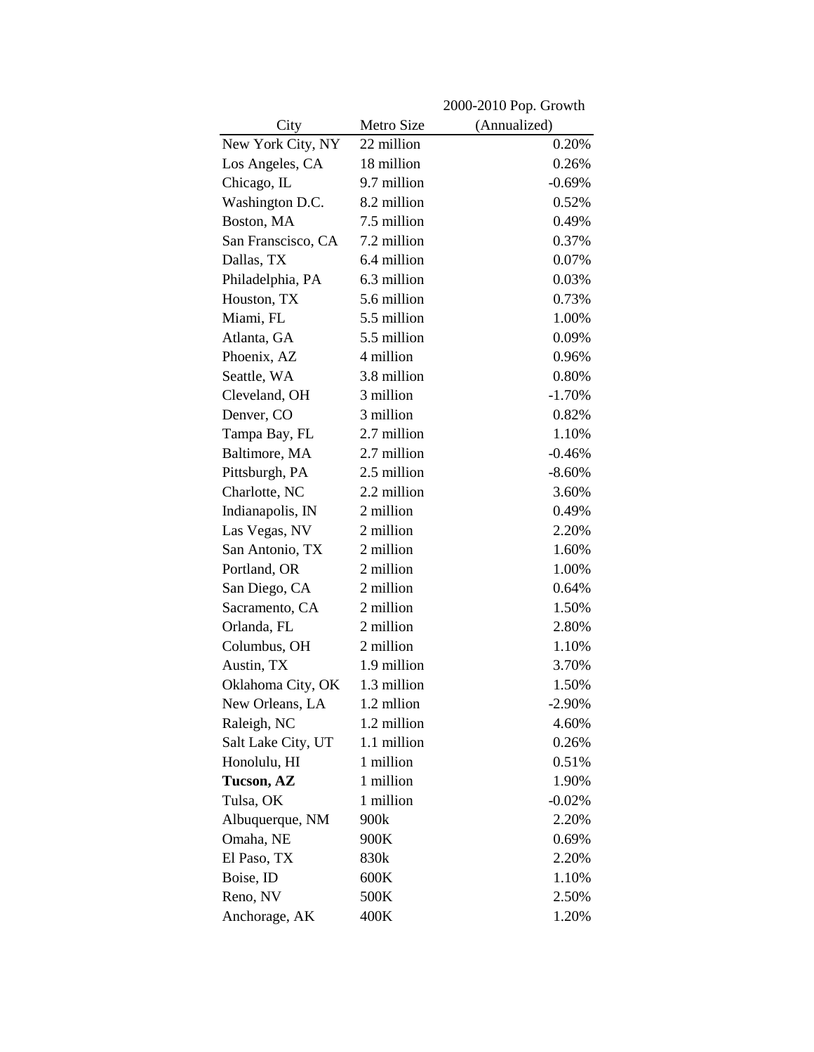| City | Metro Size | 2000-2010 Pop. Growth (Annualized) |
|---|---|---|
| New York City, NY | 22 million | 0.20% |
| Los Angeles, CA | 18 million | 0.26% |
| Chicago, IL | 9.7 million | -0.69% |
| Washington D.C. | 8.2 million | 0.52% |
| Boston, MA | 7.5 million | 0.49% |
| San Franscisco, CA | 7.2 million | 0.37% |
| Dallas, TX | 6.4 million | 0.07% |
| Philadelphia, PA | 6.3 million | 0.03% |
| Houston, TX | 5.6 million | 0.73% |
| Miami, FL | 5.5 million | 1.00% |
| Atlanta, GA | 5.5 million | 0.09% |
| Phoenix, AZ | 4 million | 0.96% |
| Seattle, WA | 3.8 million | 0.80% |
| Cleveland, OH | 3 million | -1.70% |
| Denver, CO | 3 million | 0.82% |
| Tampa Bay, FL | 2.7 million | 1.10% |
| Baltimore, MA | 2.7 million | -0.46% |
| Pittsburgh, PA | 2.5 million | -8.60% |
| Charlotte, NC | 2.2 million | 3.60% |
| Indianapolis, IN | 2 million | 0.49% |
| Las Vegas, NV | 2 million | 2.20% |
| San Antonio, TX | 2 million | 1.60% |
| Portland, OR | 2 million | 1.00% |
| San Diego, CA | 2 million | 0.64% |
| Sacramento, CA | 2 million | 1.50% |
| Orlanda, FL | 2 million | 2.80% |
| Columbus, OH | 2 million | 1.10% |
| Austin, TX | 1.9 million | 3.70% |
| Oklahoma City, OK | 1.3 million | 1.50% |
| New Orleans, LA | 1.2 mllion | -2.90% |
| Raleigh, NC | 1.2 million | 4.60% |
| Salt Lake City, UT | 1.1 million | 0.26% |
| Honolulu, HI | 1 million | 0.51% |
| **Tucson, AZ** | 1 million | 1.90% |
| Tulsa, OK | 1 million | -0.02% |
| Albuquerque, NM | 900k | 2.20% |
| Omaha, NE | 900K | 0.69% |
| El Paso, TX | 830k | 2.20% |
| Boise, ID | 600K | 1.10% |
| Reno, NV | 500K | 2.50% |
| Anchorage, AK | 400K | 1.20% |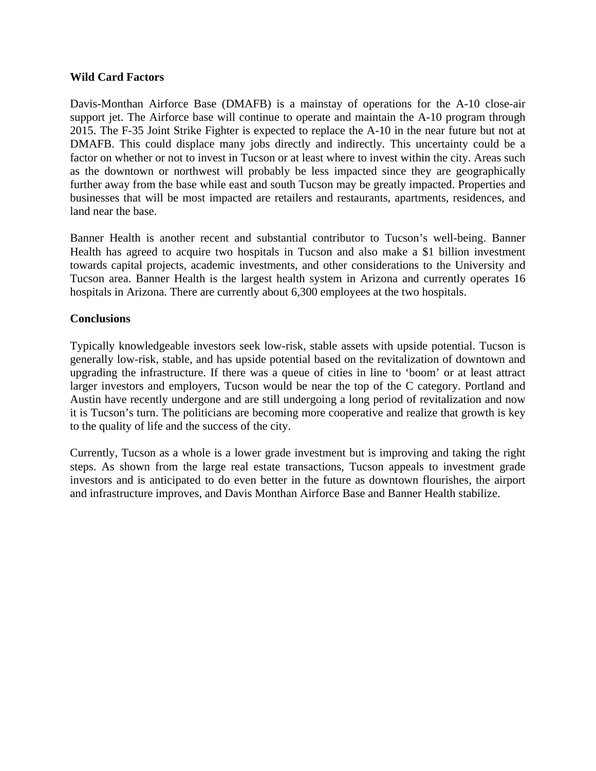**Wild Card Factors**

Davis-Monthan Airforce Base (DMAFB) is a mainstay of operations for the A-10 close-air support jet. The Airforce base will continue to operate and maintain the A-10 program through 2015. The F-35 Joint Strike Fighter is expected to replace the A-10 in the near future but not at DMAFB. This could displace many jobs directly and indirectly. This uncertainty could be a factor on whether or not to invest in Tucson or at least where to invest within the city. Areas such as the downtown or northwest will probably be less impacted since they are geographically further away from the base while east and south Tucson may be greatly impacted. Properties and businesses that will be most impacted are retailers and restaurants, apartments, residences, and land near the base.

Banner Health is another recent and substantial contributor to Tucson's well-being. Banner Health has agreed to acquire two hospitals in Tucson and also make a $1 billion investment towards capital projects, academic investments, and other considerations to the University and Tucson area. Banner Health is the largest health system in Arizona and currently operates 16 hospitals in Arizona. There are currently about 6,300 employees at the two hospitals.

**Conclusions**

Typically knowledgeable investors seek low-risk, stable assets with upside potential. Tucson is generally low-risk, stable, and has upside potential based on the revitalization of downtown and upgrading the infrastructure. If there was a queue of cities in line to 'boom' or at least attract larger investors and employers, Tucson would be near the top of the C category. Portland and Austin have recently undergone and are still undergoing a long period of revitalization and now it is Tucson's turn. The politicians are becoming more cooperative and realize that growth is key to the quality of life and the success of the city.

Currently, Tucson as a whole is a lower grade investment but is improving and taking the right steps. As shown from the large real estate transactions, Tucson appeals to investment grade investors and is anticipated to do even better in the future as downtown flourishes, the airport and infrastructure improves, and Davis Monthan Airforce Base and Banner Health stabilize.